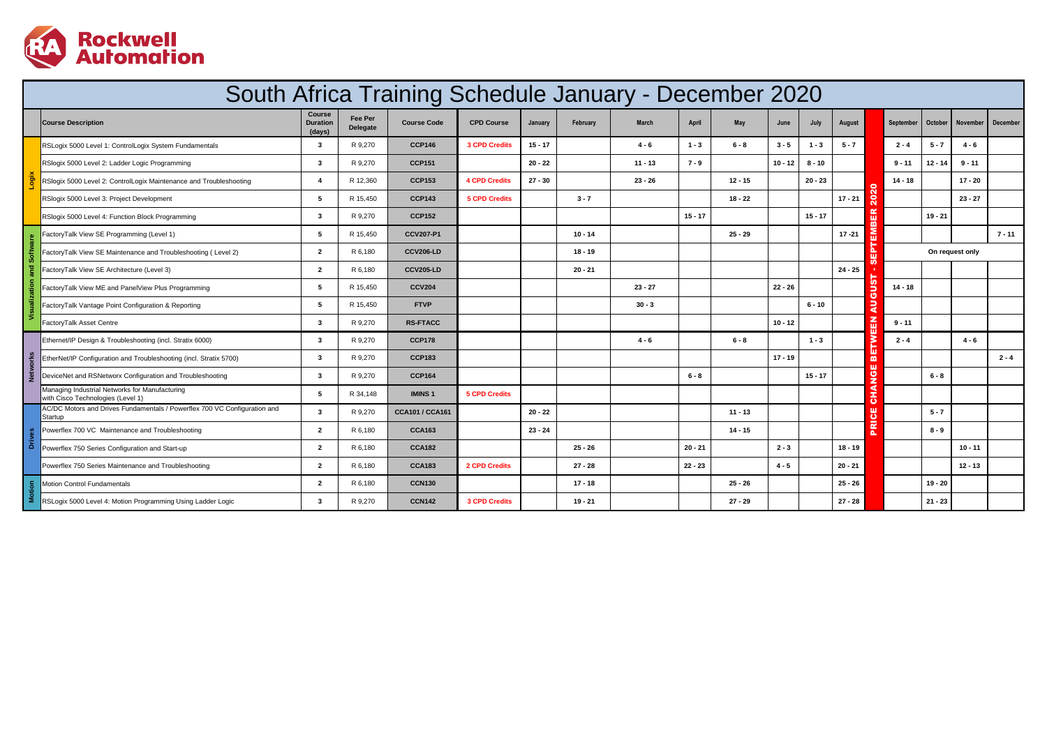Rockwell Automation

# South Africa Training Schedule January - December 2020

| | Course Description | Course Duration (days) | Fee Per Delegate | Course Code | CPD Course | January | February | March | April | May | June | July | August | | September | October | November | December |
|---|---|---|---|---|---|---|---|---|---|---|---|---|---|---|---|---|---|---|
| Logix | RSLogix 5000 Level 1: ControlLogix System Fundamentals | 3 | R 9,270 | CCP146 | 3 CPD Credits | 15 - 17 | | 4 - 6 | 1 - 3 | 6 - 8 | 3 - 5 | 1 - 3 | 5 - 7 | PRICE CHANGE BETWEEN AUGUST - SEPTEMBER 2020 | 2 - 4 | 5 - 7 | 4 - 6 | |
| | RSlogix 5000 Level 2: Ladder Logic Programming | 3 | R 9,270 | CCP151 | | 20 - 22 | | 11 - 13 | 7 - 9 | | 10 - 12 | 8 - 10 | | | 9 - 11 | 12 - 14 | 9 - 11 | |
| | RSlogix 5000 Level 2: ControlLogix Maintenance and Troubleshooting | 4 | R 12,360 | CCP153 | 4 CPD Credits | 27 - 30 | | 23 - 26 | | 12 - 15 | | 20 - 23 | | | 14 - 18 | | 17 - 20 | |
| | RSlogix 5000 Level 3: Project Development | 5 | R 15,450 | CCP143 | 5 CPD Credits | | 3 - 7 | | | 18 - 22 | | | 17 - 21 | | | | 23 - 27 | |
| | RSlogix 5000 Level 4: Function Block Programming | 3 | R 9,270 | CCP152 | | | | | 15 - 17 | | | 15 - 17 | | | | 19 - 21 | | |
| Visualization and Software | FactoryTalk View SE Programming (Level 1) | 5 | R 15,450 | CCV207-P1 | | | 10 - 14 | | | 25 - 29 | | | 17 -21 | | | | | 7 - 11 |
| | FactoryTalk View SE Maintenance and Troubleshooting ( Level 2) | 2 | R 6,180 | CCV206-LD | | | 18 - 19 | | | | | | | | On request only | | | |
| | FactoryTalk View SE Architecture (Level 3) | 2 | R 6,180 | CCV205-LD | | | 20 - 21 | | | | | | 24 - 25 | | | | | |
| | FactoryTalk View ME and PanelView Plus Programming | 5 | R 15,450 | CCV204 | | | | 23 - 27 | | | 22 - 26 | | | | 14 - 18 | | | |
| | FactoryTalk Vantage Point Configuration & Reporting | 5 | R 15,450 | FTVP | | | | 30 - 3 | | | | 6 - 10 | | | | | | |
| | FactoryTalk Asset Centre | 3 | R 9,270 | RS-FTACC | | | | | | | 10 - 12 | | | | 9 - 11 | | | |
| Networks | Ethernet/IP Design & Troubleshooting (incl. Stratix 6000) | 3 | R 9,270 | CCP178 | | | | 4 - 6 | | 6 - 8 | | 1 - 3 | | | 2 - 4 | | 4 - 6 | |
| | EtherNet/IP Configuration and Troubleshooting (incl. Stratix 5700) | 3 | R 9,270 | CCP183 | | | | | | | 17 - 19 | | | | | | | 2 - 4 |
| | DeviceNet and RSNetworx Configuration and Troubleshooting | 3 | R 9,270 | CCP164 | | | | | 6 - 8 | | | 15 - 17 | | | | 6 - 8 | | |
| | Managing Industrial Networks for Manufacturing with Cisco Technologies (Level 1) | 5 | R 34,148 | IMINS 1 | 5 CPD Credits | | | | | | | | | | | | | |
| Drives | AC/DC Motors and Drives Fundamentals / Powerflex 700 VC Configuration and Startup | 3 | R 9,270 | CCA101 / CCA161 | | 20 - 22 | | | | 11 - 13 | | | | | | 5 - 7 | | |
| | Powerflex 700 VC Maintenance and Troubleshooting | 2 | R 6,180 | CCA163 | | 23 - 24 | | | | 14 - 15 | | | | | | 8 - 9 | | |
| | Powerflex 750 Series Configuration and Start-up | 2 | R 6,180 | CCA182 | | | 25 - 26 | | 20 - 21 | | 2 - 3 | | 18 - 19 | | | | 10 - 11 | |
| | Powerflex 750 Series Maintenance and Troubleshooting | 2 | R 6,180 | CCA183 | 2 CPD Credits | | 27 - 28 | | 22 - 23 | | 4 - 5 | | 20 - 21 | | | | 12 - 13 | |
| Motion | Motion Control Fundamentals | 2 | R 6,180 | CCN130 | | | 17 - 18 | | | 25 - 26 | | | 25 - 26 | | | 19 - 20 | | |
| | RSLogix 5000 Level 4: Motion Programming Using Ladder Logic | 3 | R 9,270 | CCN142 | 3 CPD Credits | | 19 - 21 | | | 27 - 29 | | | 27 - 28 | | | 21 - 23 | | |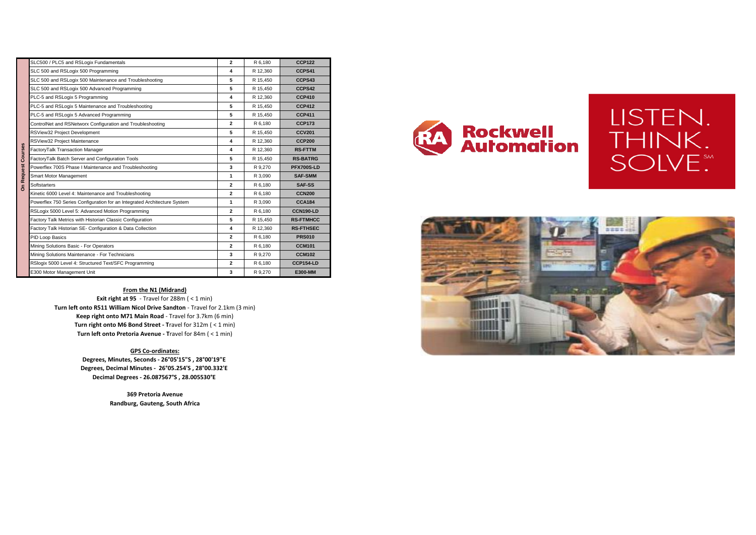| On Request Courses | | | | |
|---|---|---|---|---|
| | SLC500 / PLC5 and RSLogix Fundamentals | 2 | R 6,180 | CCP122 |
| | SLC 500 and RSLogix 500 Programming | 4 | R 12,360 | CCPS41 |
| | SLC 500 and RSLogix 500 Maintenance and Troubleshooting | 5 | R 15,450 | CCPS43 |
| | SLC 500 and RSLogix 500 Advanced Programming | 5 | R 15,450 | CCPS42 |
| | PLC-5 and RSLogix 5 Programming | 4 | R 12,360 | CCP410 |
| | PLC-5 and RSLogix 5 Maintenance and Troubleshooting | 5 | R 15,450 | CCP412 |
| | PLC-5 and RSLogix 5 Advanced Programming | 5 | R 15,450 | CCP411 |
| | ControlNet and RSNetworx Configuration and Troubleshooting | 2 | R 6,180 | CCP173 |
| | RSView32 Project Development | 5 | R 15,450 | CCV201 |
| | RSView32 Project Maintenance | 4 | R 12,360 | CCP200 |
| | FactoryTalk Transaction Manager | 4 | R 12,360 | RS-FTTM |
| | FactoryTalk Batch Server and Configuration Tools | 5 | R 15,450 | RS-BATRG |
| | Powerflex 700S Phase I Maintenance and Troubleshooting | 3 | R 9,270 | PFX700S-LD |
| | Smart Motor Management | 1 | R 3,090 | SAF-SMM |
| | Softstarters | 2 | R 6,180 | SAF-SS |
| | Kinetic 6000 Level 4: Maintenance and Troubleshooting | 2 | R 6,180 | CCN200 |
| | Powerflex 750 Series Configuration for an Integrated Architecture System | 1 | R 3,090 | CCA184 |
| | RSLogix 5000 Level 5: Advanced Motion Programming | 2 | R 6,180 | CCN190-LD |
| | Factory Talk Metrics with Historian Classic Configuration | 5 | R 15,450 | RS-FTMHCC |
| | Factory Talk Historian SE- Configuration & Data Collection | 4 | R 12,360 | RS-FTHSEC |
| | PID Loop Basics | 2 | R 6,180 | PRS010 |
| | Mining Solutions Basic - For Operators | 2 | R 6,180 | CCM101 |
| | Mining Solutions Maintenance - For Technicians | 3 | R 9,270 | CCM102 |
| | RSlogix 5000 Level 4: Structured Text/SFC Programming | 2 | R 6,180 | CCP154-LD |
| | E300 Motor Management Unit | 3 | R 9,270 | E300-MM |

**From the N1 (Midrand)**

**Exit right at 95** - Travel for 288m ( < 1 min)
**Turn left onto R511 William Nicol Drive Sandton** - Travel for 2.1km (3 min)
**Keep right onto M71 Main Road** - Travel for 3.7km (6 min)
**Turn right onto M6 Bond Street - T**ravel for 312m ( < 1 min)
**Turn left onto Pretoria Avenue - T**ravel for 84m ( < 1 min)

**GPS Co-ordinates:**

**Degrees, Minutes, Seconds - 26°05'15"S , 28°00'19"E**
**Degrees, Decimal Minutes - 26°05.254'S , 28°00.332'E**
**Decimal Degrees - 26.087567°S , 28.005530°E**

**369 Pretoria Avenue**
**Randburg, Gauteng, South Africa**

Rockwell Automation

LISTEN. THINK. SOLVE.℠